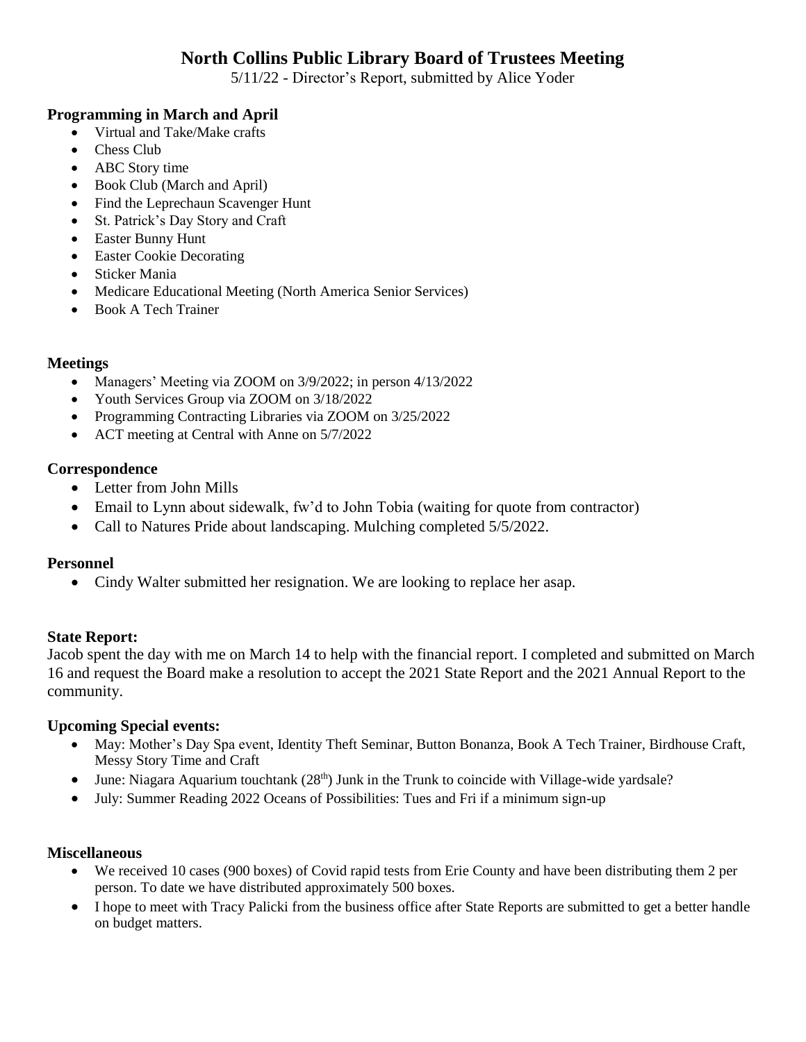# North Collins Public Library Board of Trustees Meeting

5/11/22 - Director's Report, submitted by Alice Yoder

### Programming in March and April

- Virtual and Take/Make crafts
- Chess Club
- ABC Story time
- Book Club (March and April)
- Find the Leprechaun Scavenger Hunt
- St. Patrick's Day Story and Craft
- Easter Bunny Hunt
- Easter Cookie Decorating
- Sticker Mania
- Medicare Educational Meeting (North America Senior Services)
- Book A Tech Trainer

### Meetings

- Managers' Meeting via ZOOM on 3/9/2022; in person 4/13/2022
- Youth Services Group via ZOOM on 3/18/2022
- Programming Contracting Libraries via ZOOM on 3/25/2022
- ACT meeting at Central with Anne on 5/7/2022

### Correspondence

- Letter from John Mills
- Email to Lynn about sidewalk, fw'd to John Tobia (waiting for quote from contractor)
- Call to Natures Pride about landscaping. Mulching completed 5/5/2022.

### Personnel

- Cindy Walter submitted her resignation. We are looking to replace her asap.

### State Report:

Jacob spent the day with me on March 14 to help with the financial report. I completed and submitted on March 16 and request the Board make a resolution to accept the 2021 State Report and the 2021 Annual Report to the community.

### Upcoming Special events:

- May: Mother's Day Spa event, Identity Theft Seminar, Button Bonanza, Book A Tech Trainer, Birdhouse Craft, Messy Story Time and Craft
- June: Niagara Aquarium touchtank (28th) Junk in the Trunk to coincide with Village-wide yardsale?
- July: Summer Reading 2022 Oceans of Possibilities: Tues and Fri if a minimum sign-up

### Miscellaneous

- We received 10 cases (900 boxes) of Covid rapid tests from Erie County and have been distributing them 2 per person. To date we have distributed approximately 500 boxes.
- I hope to meet with Tracy Palicki from the business office after State Reports are submitted to get a better handle on budget matters.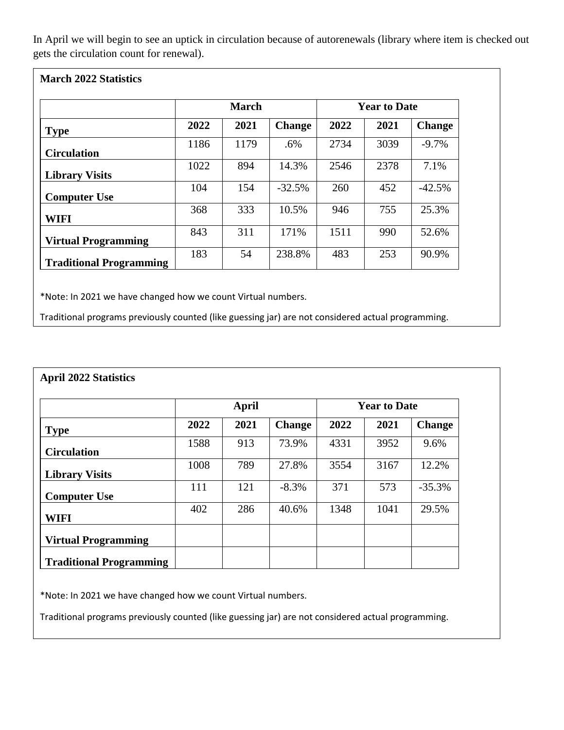In April we will begin to see an uptick in circulation because of autorenewals (library where item is checked out gets the circulation count for renewal).

**March 2022 Statistics**

| | March | | | Year to Date | | |
|---|---|---|---|---|---|---|
| **Type** | **2022** | **2021** | **Change** | **2022** | **2021** | **Change** |
| **Circulation** | 1186 | 1179 | .6% | 2734 | 3039 | -9.7% |
| **Library Visits** | 1022 | 894 | 14.3% | 2546 | 2378 | 7.1% |
| **Computer Use** | 104 | 154 | -32.5% | 260 | 452 | -42.5% |
| **WIFI** | 368 | 333 | 10.5% | 946 | 755 | 25.3% |
| **Virtual Programming** | 843 | 311 | 171% | 1511 | 990 | 52.6% |
| **Traditional Programming** | 183 | 54 | 238.8% | 483 | 253 | 90.9% |

*Note: In 2021 we have changed how we count Virtual numbers.

Traditional programs previously counted (like guessing jar) are not considered actual programming.

**April 2022 Statistics**

| | April | | | Year to Date | | |
|---|---|---|---|---|---|---|
| **Type** | **2022** | **2021** | **Change** | **2022** | **2021** | **Change** |
| **Circulation** | 1588 | 913 | 73.9% | 4331 | 3952 | 9.6% |
| **Library Visits** | 1008 | 789 | 27.8% | 3554 | 3167 | 12.2% |
| **Computer Use** | 111 | 121 | -8.3% | 371 | 573 | -35.3% |
| **WIFI** | 402 | 286 | 40.6% | 1348 | 1041 | 29.5% |
| **Virtual Programming** | | | | | | |
| **Traditional Programming** | | | | | | |

*Note: In 2021 we have changed how we count Virtual numbers.

Traditional programs previously counted (like guessing jar) are not considered actual programming.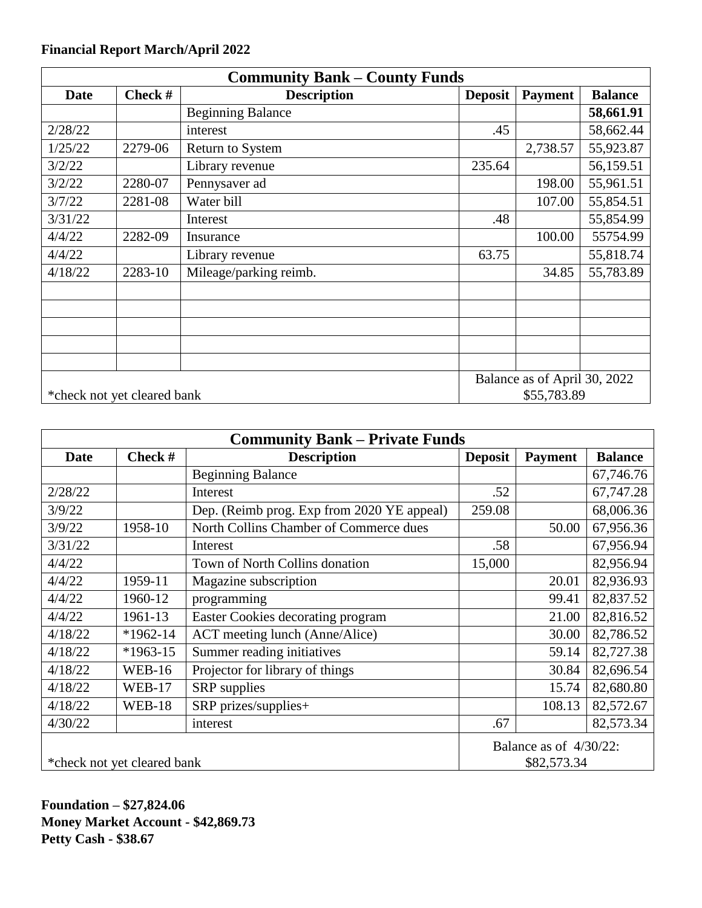**Financial Report March/April 2022**

| Community Bank – County Funds | | | | | |
|---|---|---|---|---|---|
| **Date** | **Check #** | **Description** | **Deposit** | **Payment** | **Balance** |
| | | Beginning Balance | | | **58,661.91** |
| 2/28/22 | | interest | .45 | | 58,662.44 |
| 1/25/22 | 2279-06 | Return to System | | 2,738.57 | 55,923.87 |
| 3/2/22 | | Library revenue | 235.64 | | 56,159.51 |
| 3/2/22 | 2280-07 | Pennysaver ad | | 198.00 | 55,961.51 |
| 3/7/22 | 2281-08 | Water bill | | 107.00 | 55,854.51 |
| 3/31/22 | | Interest | .48 | | 55,854.99 |
| 4/4/22 | 2282-09 | Insurance | | 100.00 | 55754.99 |
| 4/4/22 | | Library revenue | 63.75 | | 55,818.74 |
| 4/18/22 | 2283-10 | Mileage/parking reimb. | | 34.85 | 55,783.89 |
| | | | | | |
| | | | | | |
| | | | | | |
| | | | | | |
| | | | | | |
| *check not yet cleared bank | | | Balance as of April 30, 2022 $55,783.89 | | |

| Community Bank – Private Funds | | | | | |
|---|---|---|---|---|---|
| **Date** | **Check #** | **Description** | **Deposit** | **Payment** | **Balance** |
| | | Beginning Balance | | | 67,746.76 |
| 2/28/22 | | Interest | .52 | | 67,747.28 |
| 3/9/22 | | Dep. (Reimb prog. Exp from 2020 YE appeal) | 259.08 | | 68,006.36 |
| 3/9/22 | 1958-10 | North Collins Chamber of Commerce dues | | 50.00 | 67,956.36 |
| 3/31/22 | | Interest | .58 | | 67,956.94 |
| 4/4/22 | | Town of North Collins donation | 15,000 | | 82,956.94 |
| 4/4/22 | 1959-11 | Magazine subscription | | 20.01 | 82,936.93 |
| 4/4/22 | 1960-12 | programming | | 99.41 | 82,837.52 |
| 4/4/22 | 1961-13 | Easter Cookies decorating program | | 21.00 | 82,816.52 |
| 4/18/22 | *1962-14 | ACT meeting lunch (Anne/Alice) | | 30.00 | 82,786.52 |
| 4/18/22 | *1963-15 | Summer reading initiatives | | 59.14 | 82,727.38 |
| 4/18/22 | WEB-16 | Projector for library of things | | 30.84 | 82,696.54 |
| 4/18/22 | WEB-17 | SRP supplies | | 15.74 | 82,680.80 |
| 4/18/22 | WEB-18 | SRP prizes/supplies+ | | 108.13 | 82,572.67 |
| 4/30/22 | | interest | .67 | | 82,573.34 |
| *check not yet cleared bank | | | Balance as of 4/30/22: $82,573.34 | | |

**Foundation – $27,824.06**
**Money Market Account - $42,869.73**
**Petty Cash - $38.67**